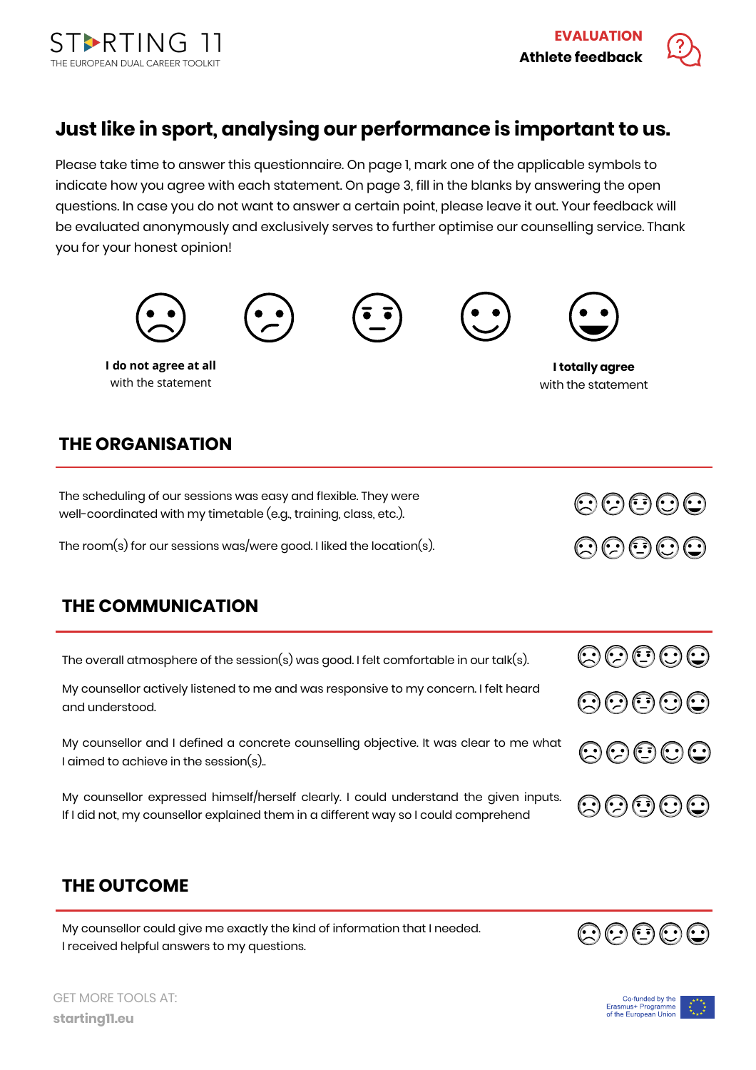STARTING 11
THE EUROPEAN DUAL CAREER TOOLKIT

**EVALUATION**
**Athlete feedback**

# Just like in sport, analysing our performance is important to us.

Please take time to answer this questionnaire. On page 1, mark one of the applicable symbols to indicate how you agree with each statement. On page 3, fill in the blanks by answering the open questions. In case you do not want to answer a certain point, please leave it out. Your feedback will be evaluated anonymously and exclusively serves to further optimise our counselling service. Thank you for your honest opinion!

**I do not agree at all** with the statement — **I totally agree** with the statement

## THE ORGANISATION

The scheduling of our sessions was easy and flexible. They were well-coordinated with my timetable (e.g., training, class, etc.).

The room(s) for our sessions was/were good. I liked the location(s).

## THE COMMUNICATION

The overall atmosphere of the session(s) was good. I felt comfortable in our talk(s).

My counsellor actively listened to me and was responsive to my concern. I felt heard and understood.

My counsellor and I defined a concrete counselling objective. It was clear to me what I aimed to achieve in the session(s)..

My counsellor expressed himself/herself clearly. I could understand the given inputs. If I did not, my counsellor explained them in a different way so I could comprehend

## THE OUTCOME

My counsellor could give me exactly the kind of information that I needed. I received helpful answers to my questions.

GET MORE TOOLS AT:
**starting11.eu**

Co-funded by the Erasmus+ Programme of the European Union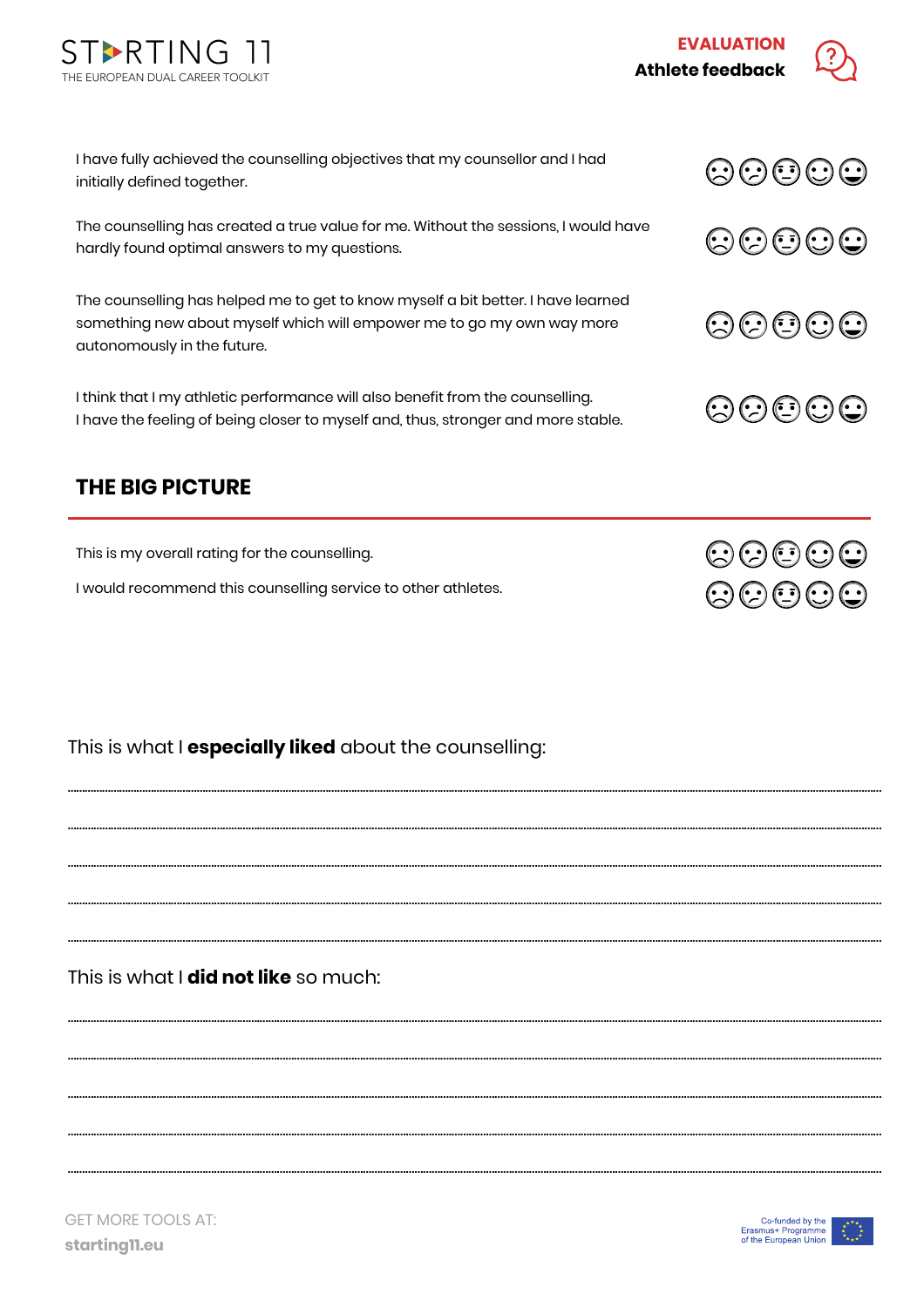I have fully achieved the counselling objectives that my counsellor and I had initially defined together.

The counselling has created a true value for me. Without the sessions, I would have hardly found optimal answers to my questions.

The counselling has helped me to get to know myself a bit better. I have learned something new about myself which will empower me to go my own way more autonomously in the future.

I think that I my athletic performance will also benefit from the counselling. I have the feeling of being closer to myself and, thus, stronger and more stable.

## THE BIG PICTURE

This is my overall rating for the counselling.

I would recommend this counselling service to other athletes.

This is what I **especially liked** about the counselling:

................................................................................................................................................................

................................................................................................................................................................

................................................................................................................................................................

................................................................................................................................................................

................................................................................................................................................................

This is what I **did not like** so much:

................................................................................................................................................................

................................................................................................................................................................

................................................................................................................................................................

................................................................................................................................................................

................................................................................................................................................................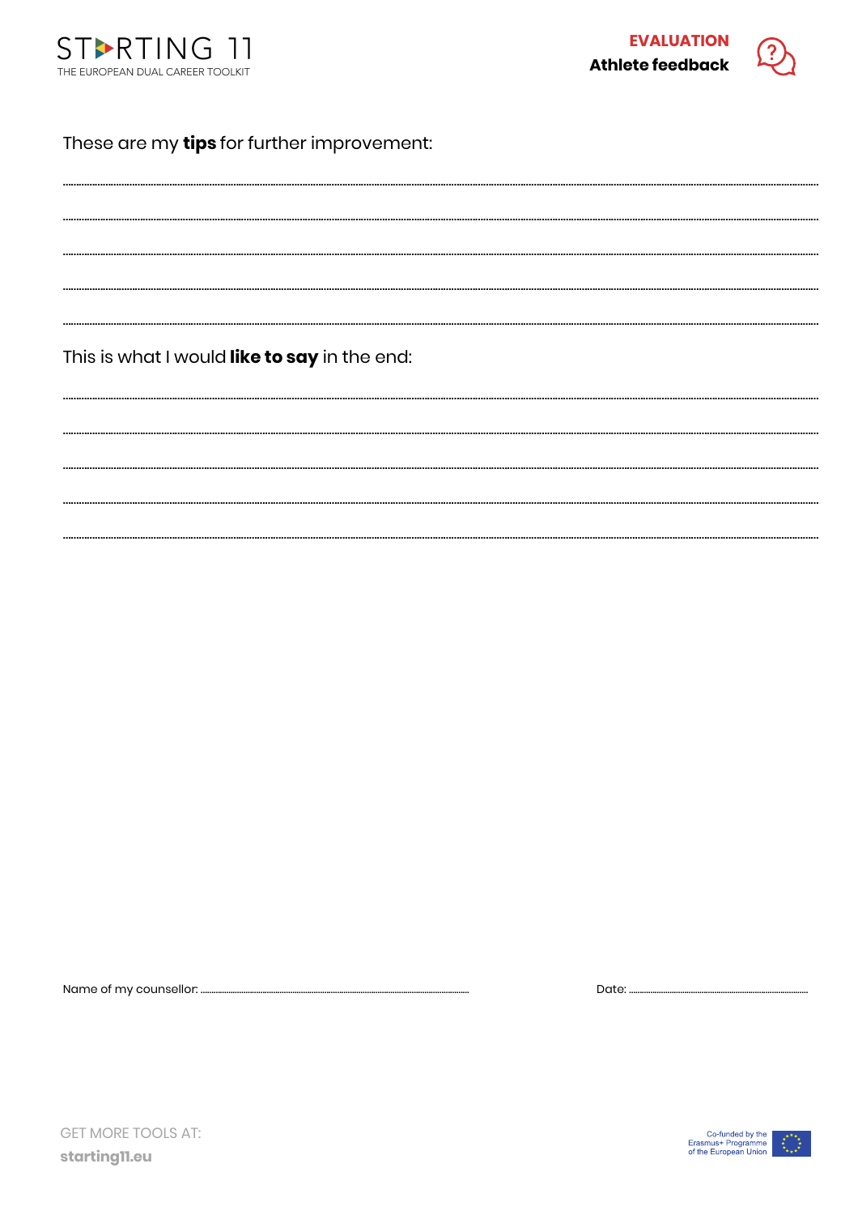These are my **tips** for further improvement:

..................................................................................................................................

..................................................................................................................................

..................................................................................................................................

..................................................................................................................................

..................................................................................................................................

This is what I would **like to say** in the end:

..................................................................................................................................

..................................................................................................................................

..................................................................................................................................

..................................................................................................................................

..................................................................................................................................

Name of my counsellor: ..................................................................... Date: ..............................................